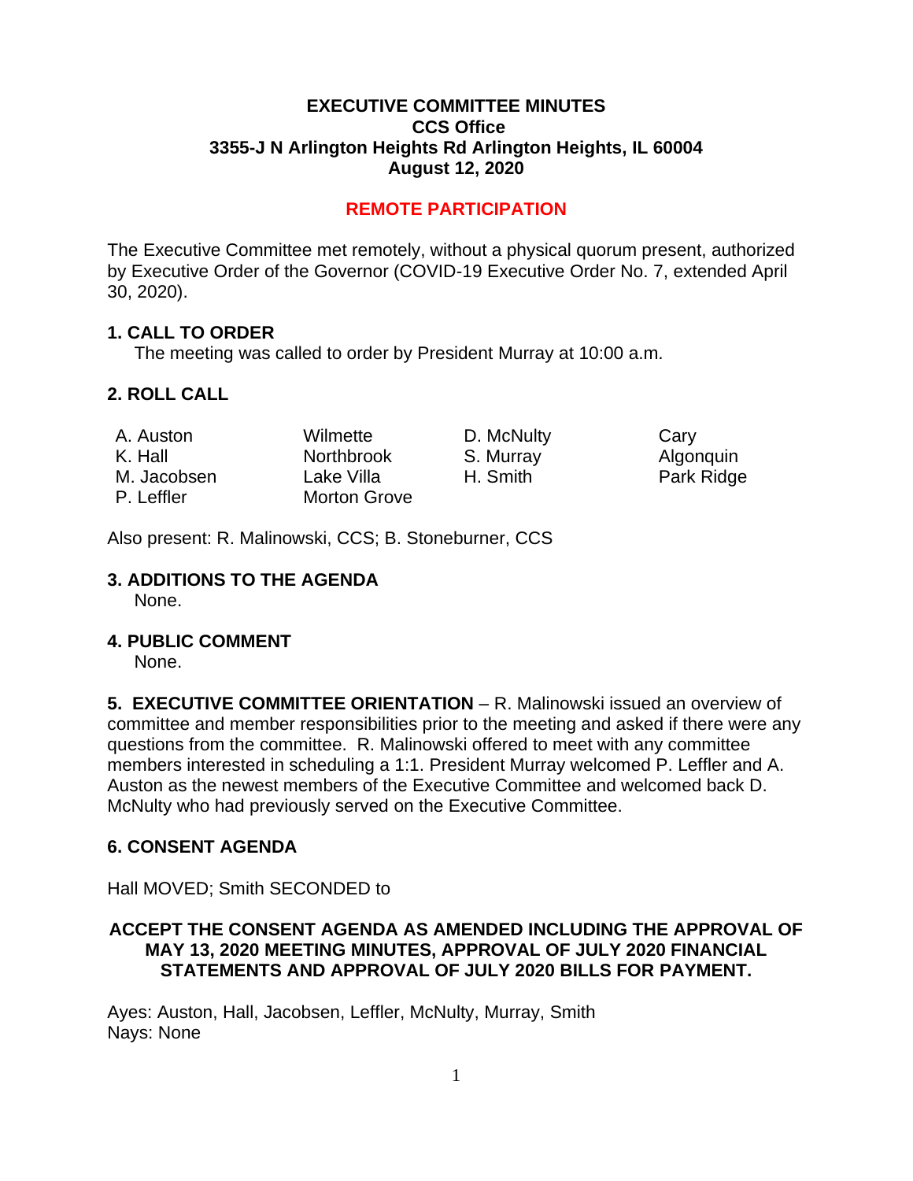# EXECUTIVE COMMITTEE MINUTES
## CCS Office
## 3355-J N Arlington Heights Rd Arlington Heights, IL 60004
## August 12, 2020

**REMOTE PARTICIPATION**

The Executive Committee met remotely, without a physical quorum present, authorized by Executive Order of the Governor (COVID-19 Executive Order No. 7, extended April 30, 2020).

## 1. CALL TO ORDER

The meeting was called to order by President Murray at 10:00 a.m.

## 2. ROLL CALL

| | | | |
|---|---|---|---|
| A. Auston | Wilmette | D. McNulty | Cary |
| K. Hall | Northbrook | S. Murray | Algonquin |
| M. Jacobsen | Lake Villa | H. Smith | Park Ridge |
| P. Leffler | Morton Grove | | |

Also present: R. Malinowski, CCS; B. Stoneburner, CCS

## 3. ADDITIONS TO THE AGENDA

None.

## 4. PUBLIC COMMENT

None.

**5. EXECUTIVE COMMITTEE ORIENTATION** – R. Malinowski issued an overview of committee and member responsibilities prior to the meeting and asked if there were any questions from the committee. R. Malinowski offered to meet with any committee members interested in scheduling a 1:1. President Murray welcomed P. Leffler and A. Auston as the newest members of the Executive Committee and welcomed back D. McNulty who had previously served on the Executive Committee.

## 6. CONSENT AGENDA

Hall MOVED; Smith SECONDED to

**ACCEPT THE CONSENT AGENDA AS AMENDED INCLUDING THE APPROVAL OF MAY 13, 2020 MEETING MINUTES, APPROVAL OF JULY 2020 FINANCIAL STATEMENTS AND APPROVAL OF JULY 2020 BILLS FOR PAYMENT.**

Ayes: Auston, Hall, Jacobsen, Leffler, McNulty, Murray, Smith
Nays: None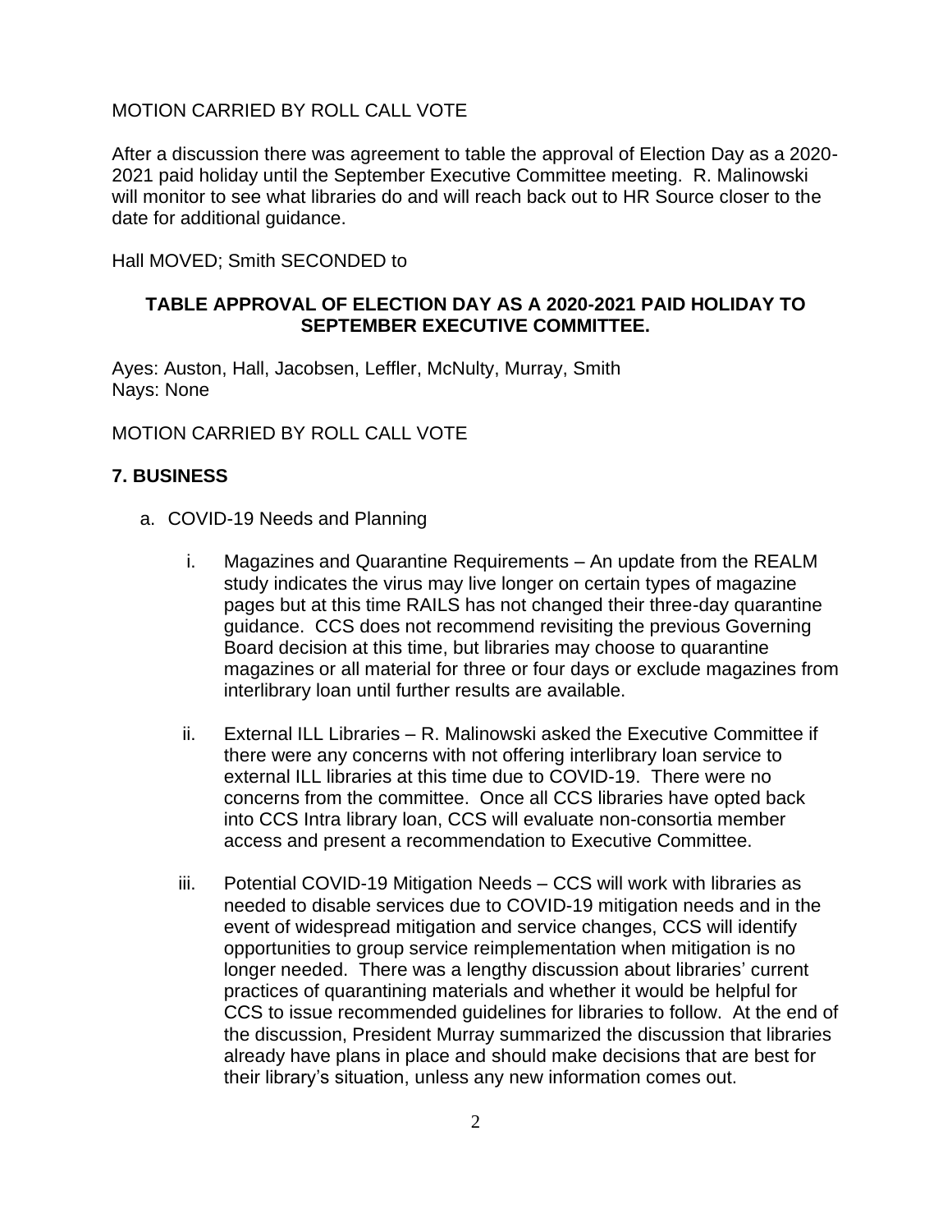MOTION CARRIED BY ROLL CALL VOTE

After a discussion there was agreement to table the approval of Election Day as a 2020-2021 paid holiday until the September Executive Committee meeting. R. Malinowski will monitor to see what libraries do and will reach back out to HR Source closer to the date for additional guidance.

Hall MOVED; Smith SECONDED to

**TABLE APPROVAL OF ELECTION DAY AS A 2020-2021 PAID HOLIDAY TO SEPTEMBER EXECUTIVE COMMITTEE.**

Ayes: Auston, Hall, Jacobsen, Leffler, McNulty, Murray, Smith
Nays: None

MOTION CARRIED BY ROLL CALL VOTE

## 7. BUSINESS

a. COVID-19 Needs and Planning

   i. Magazines and Quarantine Requirements – An update from the REALM study indicates the virus may live longer on certain types of magazine pages but at this time RAILS has not changed their three-day quarantine guidance. CCS does not recommend revisiting the previous Governing Board decision at this time, but libraries may choose to quarantine magazines or all material for three or four days or exclude magazines from interlibrary loan until further results are available.

   ii. External ILL Libraries – R. Malinowski asked the Executive Committee if there were any concerns with not offering interlibrary loan service to external ILL libraries at this time due to COVID-19. There were no concerns from the committee. Once all CCS libraries have opted back into CCS Intra library loan, CCS will evaluate non-consortia member access and present a recommendation to Executive Committee.

   iii. Potential COVID-19 Mitigation Needs – CCS will work with libraries as needed to disable services due to COVID-19 mitigation needs and in the event of widespread mitigation and service changes, CCS will identify opportunities to group service reimplementation when mitigation is no longer needed. There was a lengthy discussion about libraries' current practices of quarantining materials and whether it would be helpful for CCS to issue recommended guidelines for libraries to follow. At the end of the discussion, President Murray summarized the discussion that libraries already have plans in place and should make decisions that are best for their library's situation, unless any new information comes out.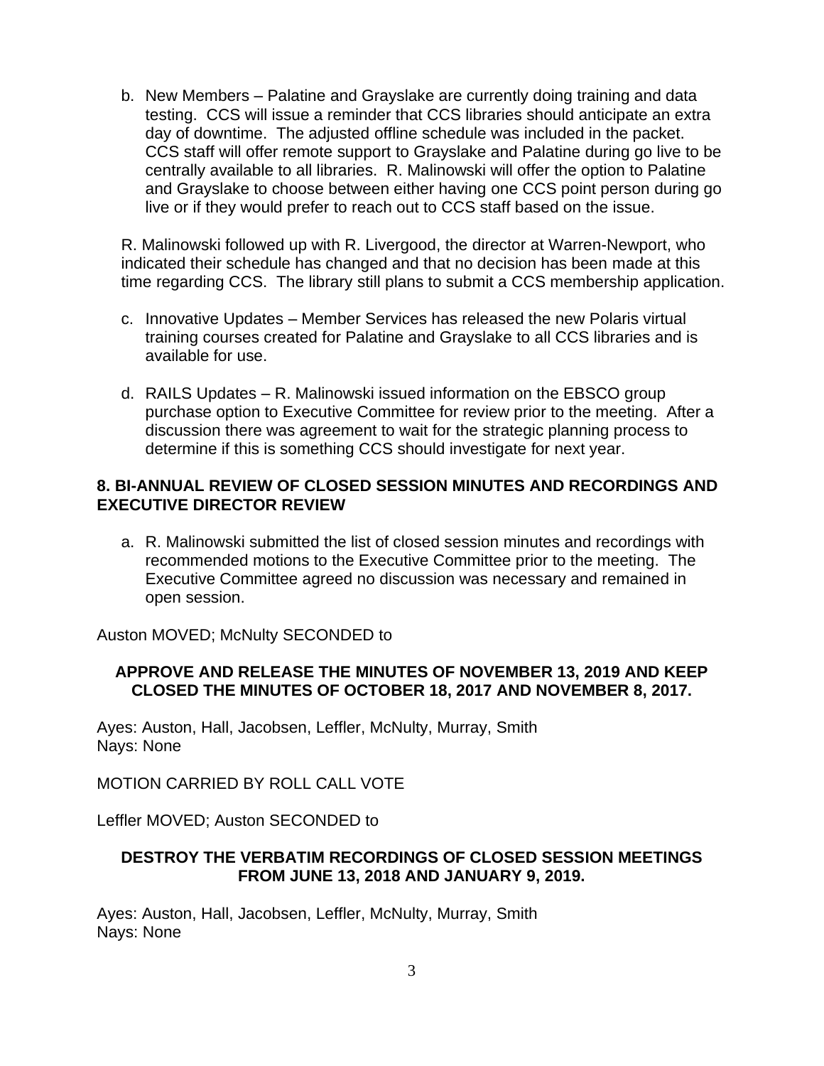b. New Members – Palatine and Grayslake are currently doing training and data testing. CCS will issue a reminder that CCS libraries should anticipate an extra day of downtime. The adjusted offline schedule was included in the packet. CCS staff will offer remote support to Grayslake and Palatine during go live to be centrally available to all libraries. R. Malinowski will offer the option to Palatine and Grayslake to choose between either having one CCS point person during go live or if they would prefer to reach out to CCS staff based on the issue.

R. Malinowski followed up with R. Livergood, the director at Warren-Newport, who indicated their schedule has changed and that no decision has been made at this time regarding CCS. The library still plans to submit a CCS membership application.

c. Innovative Updates – Member Services has released the new Polaris virtual training courses created for Palatine and Grayslake to all CCS libraries and is available for use.

d. RAILS Updates – R. Malinowski issued information on the EBSCO group purchase option to Executive Committee for review prior to the meeting. After a discussion there was agreement to wait for the strategic planning process to determine if this is something CCS should investigate for next year.

## 8. BI-ANNUAL REVIEW OF CLOSED SESSION MINUTES AND RECORDINGS AND EXECUTIVE DIRECTOR REVIEW

a. R. Malinowski submitted the list of closed session minutes and recordings with recommended motions to the Executive Committee prior to the meeting. The Executive Committee agreed no discussion was necessary and remained in open session.

Auston MOVED; McNulty SECONDED to

**APPROVE AND RELEASE THE MINUTES OF NOVEMBER 13, 2019 AND KEEP CLOSED THE MINUTES OF OCTOBER 18, 2017 AND NOVEMBER 8, 2017.**

Ayes: Auston, Hall, Jacobsen, Leffler, McNulty, Murray, Smith
Nays: None

MOTION CARRIED BY ROLL CALL VOTE

Leffler MOVED; Auston SECONDED to

**DESTROY THE VERBATIM RECORDINGS OF CLOSED SESSION MEETINGS FROM JUNE 13, 2018 AND JANUARY 9, 2019.**

Ayes: Auston, Hall, Jacobsen, Leffler, McNulty, Murray, Smith
Nays: None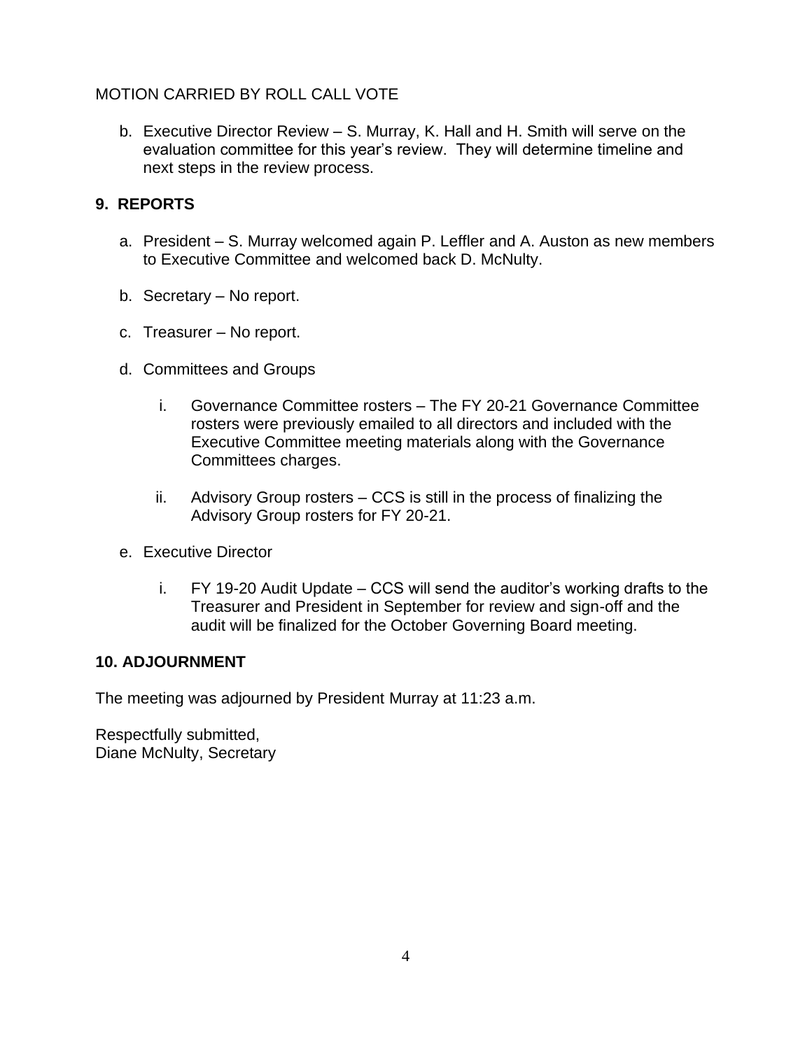MOTION CARRIED BY ROLL CALL VOTE

b. Executive Director Review – S. Murray, K. Hall and H. Smith will serve on the evaluation committee for this year's review. They will determine timeline and next steps in the review process.

## 9. REPORTS

a. President – S. Murray welcomed again P. Leffler and A. Auston as new members to Executive Committee and welcomed back D. McNulty.

b. Secretary – No report.

c. Treasurer – No report.

d. Committees and Groups

   i. Governance Committee rosters – The FY 20-21 Governance Committee rosters were previously emailed to all directors and included with the Executive Committee meeting materials along with the Governance Committees charges.

   ii. Advisory Group rosters – CCS is still in the process of finalizing the Advisory Group rosters for FY 20-21.

e. Executive Director

   i. FY 19-20 Audit Update – CCS will send the auditor's working drafts to the Treasurer and President in September for review and sign-off and the audit will be finalized for the October Governing Board meeting.

## 10. ADJOURNMENT

The meeting was adjourned by President Murray at 11:23 a.m.

Respectfully submitted,
Diane McNulty, Secretary